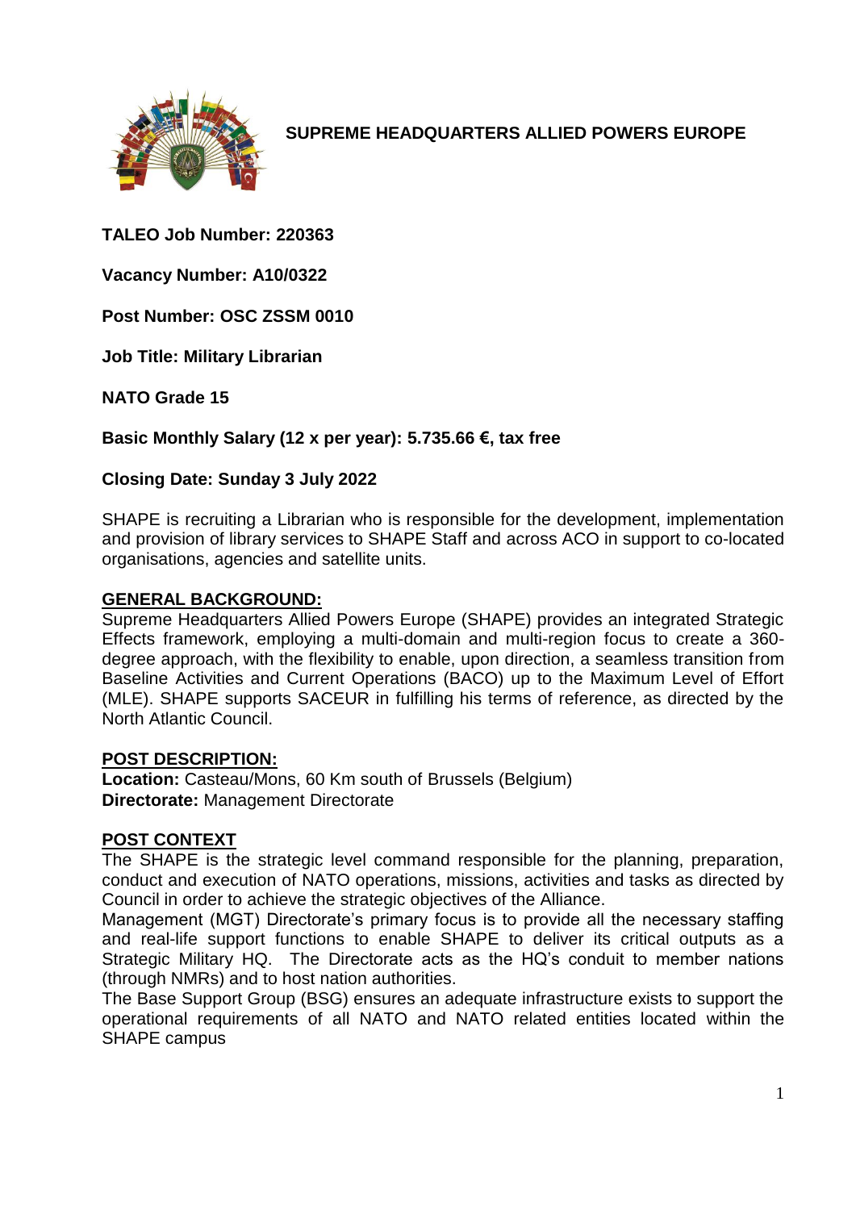# SUPREME HEADQUARTERS ALLIED POWERS EUROPE

**TALEO Job Number: 220363**

**Vacancy Number: A10/0322**

**Post Number: OSC ZSSM 0010**

**Job Title: Military Librarian**

**NATO Grade 15**

**Basic Monthly Salary (12 x per year): 5.735.66 €, tax free**

**Closing Date: Sunday 3 July 2022**

SHAPE is recruiting a Librarian who is responsible for the development, implementation and provision of library services to SHAPE Staff and across ACO in support to co-located organisations, agencies and satellite units.

## GENERAL BACKGROUND:

Supreme Headquarters Allied Powers Europe (SHAPE) provides an integrated Strategic Effects framework, employing a multi-domain and multi-region focus to create a 360-degree approach, with the flexibility to enable, upon direction, a seamless transition from Baseline Activities and Current Operations (BACO) up to the Maximum Level of Effort (MLE). SHAPE supports SACEUR in fulfilling his terms of reference, as directed by the North Atlantic Council.

## POST DESCRIPTION:

**Location:** Casteau/Mons, 60 Km south of Brussels (Belgium)
**Directorate:** Management Directorate

## POST CONTEXT

The SHAPE is the strategic level command responsible for the planning, preparation, conduct and execution of NATO operations, missions, activities and tasks as directed by Council in order to achieve the strategic objectives of the Alliance.
Management (MGT) Directorate's primary focus is to provide all the necessary staffing and real-life support functions to enable SHAPE to deliver its critical outputs as a Strategic Military HQ. The Directorate acts as the HQ's conduit to member nations (through NMRs) and to host nation authorities.
The Base Support Group (BSG) ensures an adequate infrastructure exists to support the operational requirements of all NATO and NATO related entities located within the SHAPE campus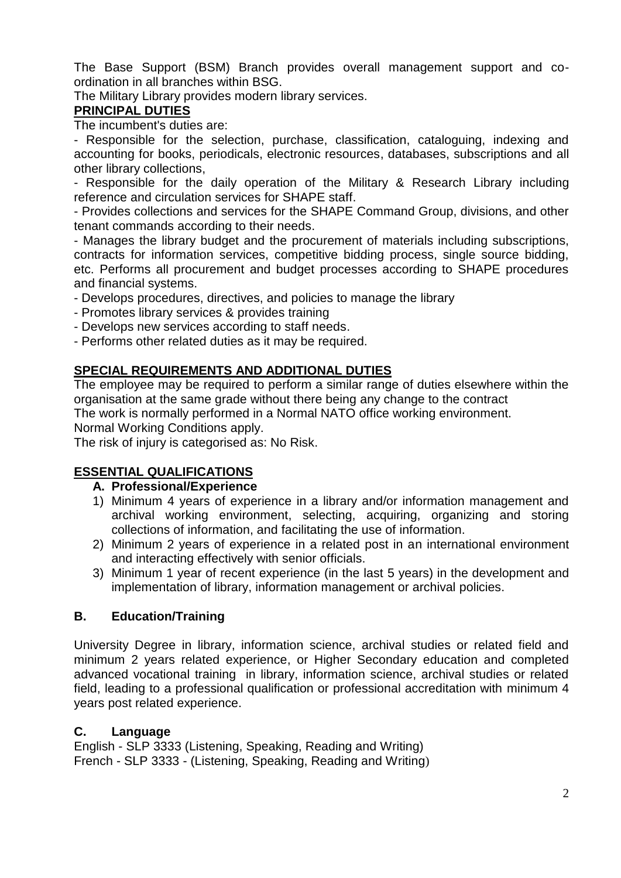The Base Support (BSM) Branch provides overall management support and co-ordination in all branches within BSG.

The Military Library provides modern library services.

## PRINCIPAL DUTIES

The incumbent's duties are:

- Responsible for the selection, purchase, classification, cataloguing, indexing and accounting for books, periodicals, electronic resources, databases, subscriptions and all other library collections,
- Responsible for the daily operation of the Military & Research Library including reference and circulation services for SHAPE staff.
- Provides collections and services for the SHAPE Command Group, divisions, and other tenant commands according to their needs.
- Manages the library budget and the procurement of materials including subscriptions, contracts for information services, competitive bidding process, single source bidding, etc. Performs all procurement and budget processes according to SHAPE procedures and financial systems.
- Develops procedures, directives, and policies to manage the library
- Promotes library services & provides training
- Develops new services according to staff needs.
- Performs other related duties as it may be required.

## SPECIAL REQUIREMENTS AND ADDITIONAL DUTIES

The employee may be required to perform a similar range of duties elsewhere within the organisation at the same grade without there being any change to the contract

The work is normally performed in a Normal NATO office working environment.

Normal Working Conditions apply.

The risk of injury is categorised as: No Risk.

## ESSENTIAL QUALIFICATIONS

### A. Professional/Experience

1) Minimum 4 years of experience in a library and/or information management and archival working environment, selecting, acquiring, organizing and storing collections of information, and facilitating the use of information.
2) Minimum 2 years of experience in a related post in an international environment and interacting effectively with senior officials.
3) Minimum 1 year of recent experience (in the last 5 years) in the development and implementation of library, information management or archival policies.

### B. Education/Training

University Degree in library, information science, archival studies or related field and minimum 2 years related experience, or Higher Secondary education and completed advanced vocational training in library, information science, archival studies or related field, leading to a professional qualification or professional accreditation with minimum 4 years post related experience.

### C. Language

English - SLP 3333 (Listening, Speaking, Reading and Writing)

French - SLP 3333 - (Listening, Speaking, Reading and Writing)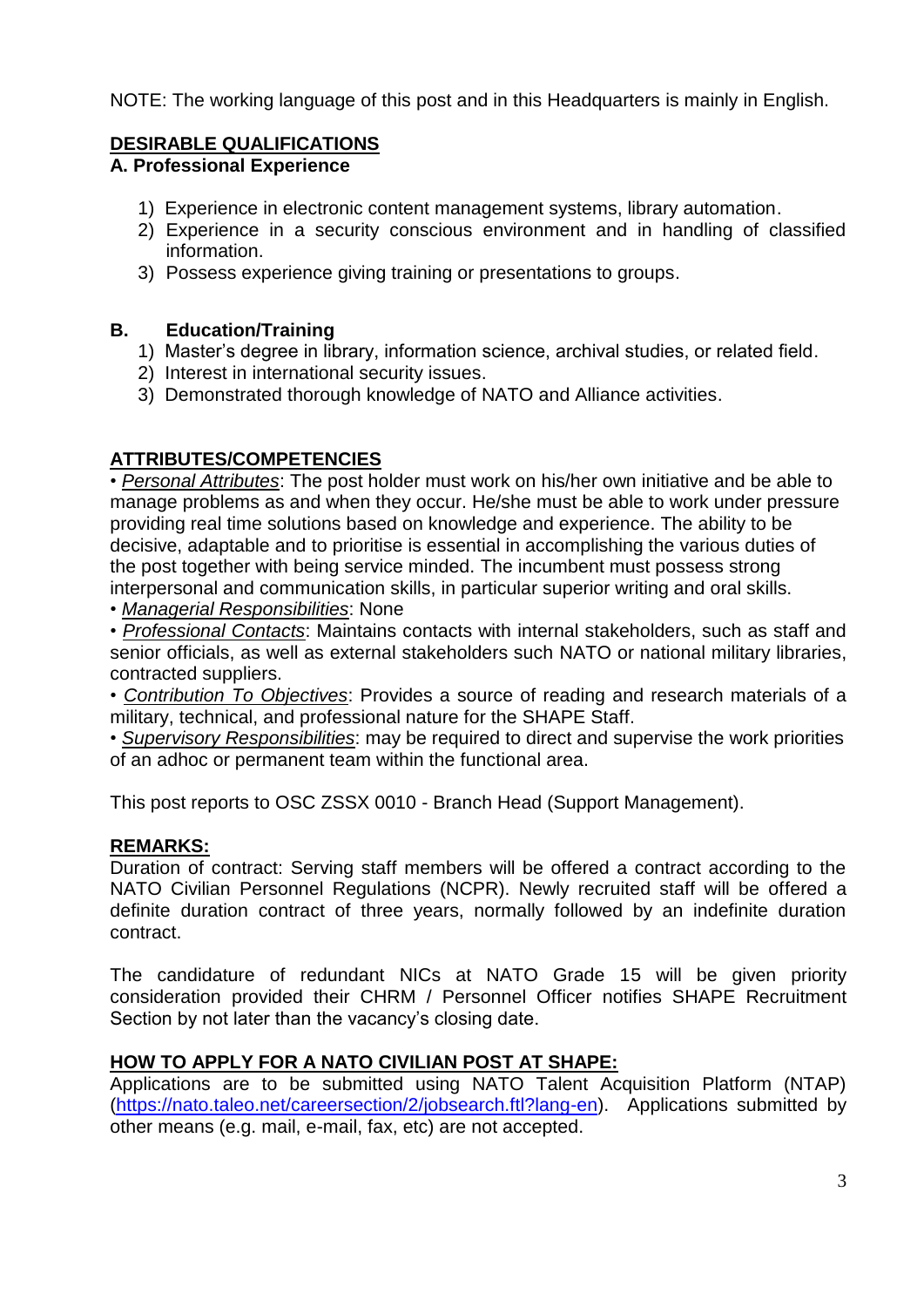NOTE: The working language of this post and in this Headquarters is mainly in English.

## DESIRABLE QUALIFICATIONS

### A. Professional Experience

1) Experience in electronic content management systems, library automation.
2) Experience in a security conscious environment and in handling of classified information.
3) Possess experience giving training or presentations to groups.

### B. Education/Training

1) Master's degree in library, information science, archival studies, or related field.
2) Interest in international security issues.
3) Demonstrated thorough knowledge of NATO and Alliance activities.

## ATTRIBUTES/COMPETENCIES

• *Personal Attributes*: The post holder must work on his/her own initiative and be able to manage problems as and when they occur. He/she must be able to work under pressure providing real time solutions based on knowledge and experience. The ability to be decisive, adaptable and to prioritise is essential in accomplishing the various duties of the post together with being service minded. The incumbent must possess strong interpersonal and communication skills, in particular superior writing and oral skills.

• *Managerial Responsibilities*: None

• *Professional Contacts*: Maintains contacts with internal stakeholders, such as staff and senior officials, as well as external stakeholders such NATO or national military libraries, contracted suppliers.

• *Contribution To Objectives*: Provides a source of reading and research materials of a military, technical, and professional nature for the SHAPE Staff.

• *Supervisory Responsibilities*: may be required to direct and supervise the work priorities of an adhoc or permanent team within the functional area.

This post reports to OSC ZSSX 0010 - Branch Head (Support Management).

## REMARKS:

Duration of contract: Serving staff members will be offered a contract according to the NATO Civilian Personnel Regulations (NCPR). Newly recruited staff will be offered a definite duration contract of three years, normally followed by an indefinite duration contract.

The candidature of redundant NICs at NATO Grade 15 will be given priority consideration provided their CHRM / Personnel Officer notifies SHAPE Recruitment Section by not later than the vacancy's closing date.

## HOW TO APPLY FOR A NATO CIVILIAN POST AT SHAPE:

Applications are to be submitted using NATO Talent Acquisition Platform (NTAP) (https://nato.taleo.net/careersection/2/jobsearch.ftl?lang-en). Applications submitted by other means (e.g. mail, e-mail, fax, etc) are not accepted.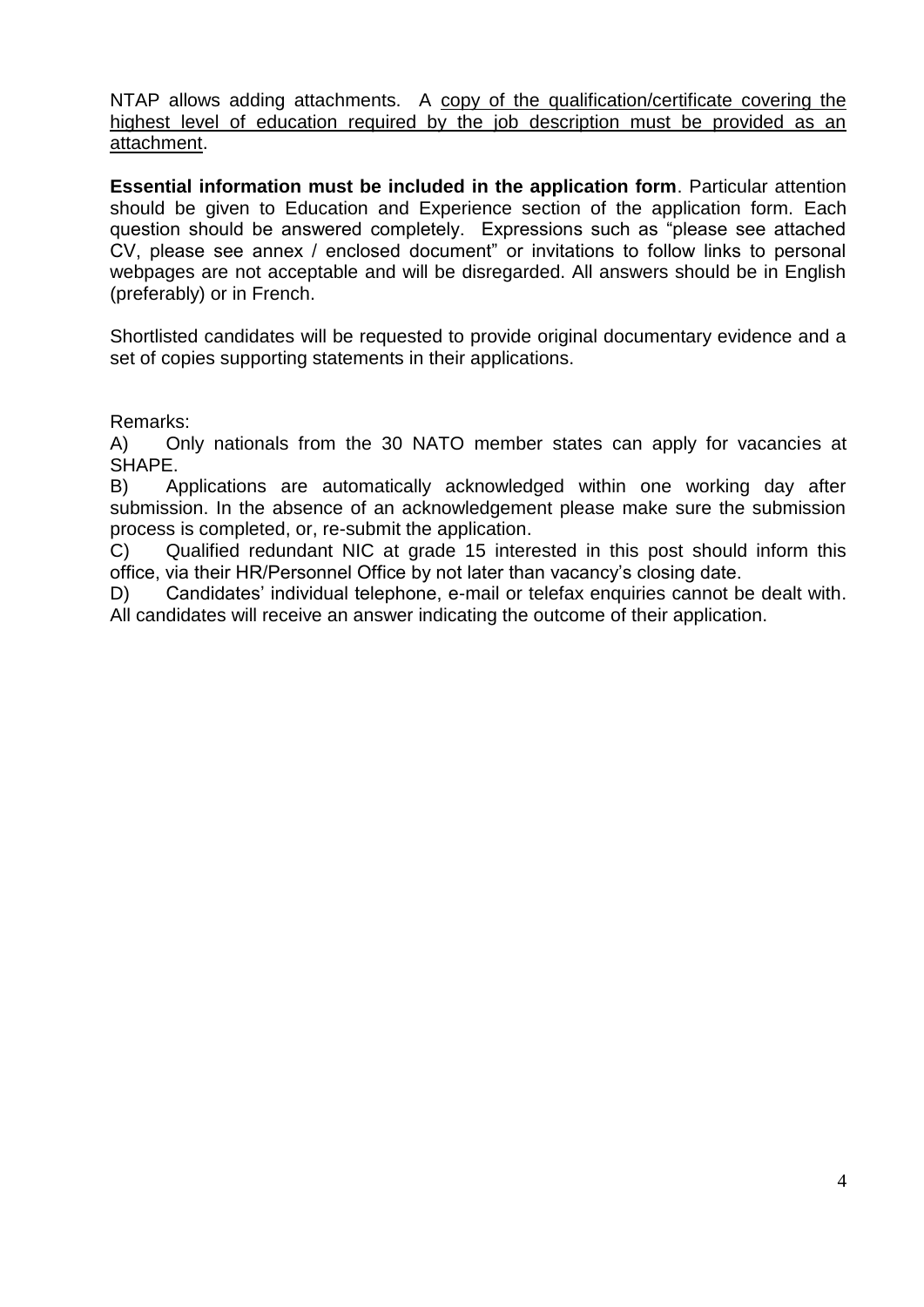NTAP allows adding attachments. A copy of the qualification/certificate covering the highest level of education required by the job description must be provided as an attachment.

**Essential information must be included in the application form**. Particular attention should be given to Education and Experience section of the application form. Each question should be answered completely. Expressions such as "please see attached CV, please see annex / enclosed document" or invitations to follow links to personal webpages are not acceptable and will be disregarded. All answers should be in English (preferably) or in French.

Shortlisted candidates will be requested to provide original documentary evidence and a set of copies supporting statements in their applications.

Remarks:

A) Only nationals from the 30 NATO member states can apply for vacancies at SHAPE.

B) Applications are automatically acknowledged within one working day after submission. In the absence of an acknowledgement please make sure the submission process is completed, or, re-submit the application.

C) Qualified redundant NIC at grade 15 interested in this post should inform this office, via their HR/Personnel Office by not later than vacancy's closing date.

D) Candidates' individual telephone, e-mail or telefax enquiries cannot be dealt with. All candidates will receive an answer indicating the outcome of their application.